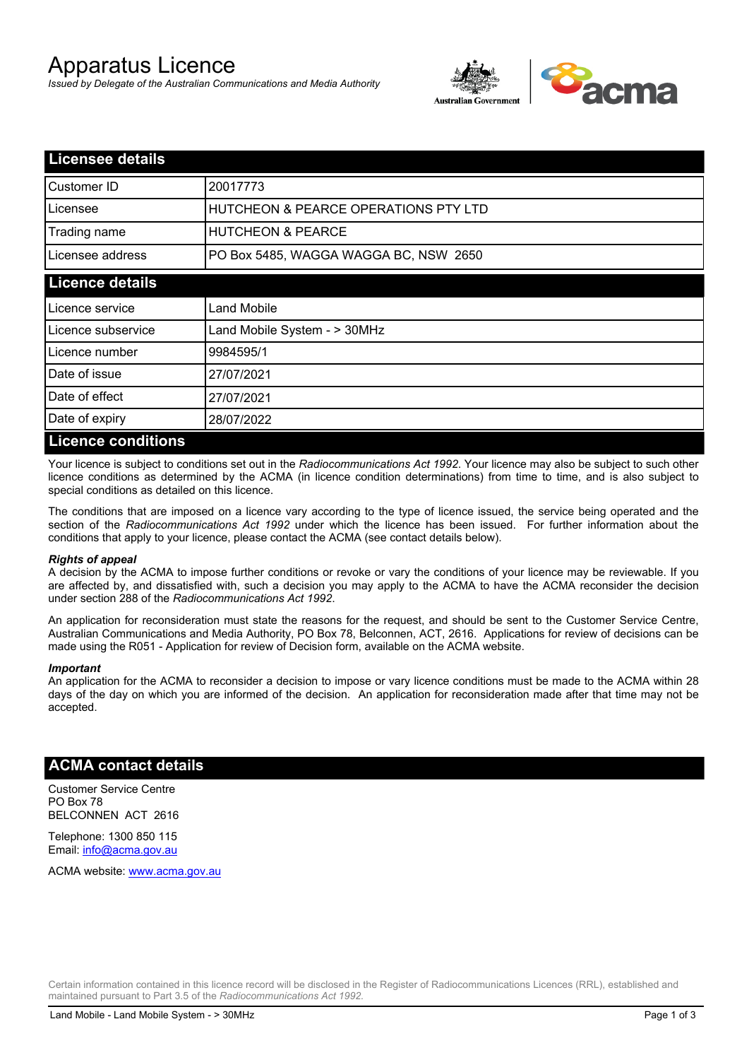# Apparatus Licence

*Issued by Delegate of the Australian Communications and Media Authority*

## Licensee details

| | |
|---|---|
| Customer ID | 20017773 |
| Licensee | HUTCHEON & PEARCE OPERATIONS PTY LTD |
| Trading name | HUTCHEON & PEARCE |
| Licensee address | PO Box 5485, WAGGA WAGGA BC, NSW 2650 |

## Licence details

| | |
|---|---|
| Licence service | Land Mobile |
| Licence subservice | Land Mobile System - > 30MHz |
| Licence number | 9984595/1 |
| Date of issue | 27/07/2021 |
| Date of effect | 27/07/2021 |
| Date of expiry | 28/07/2022 |

## Licence conditions

Your licence is subject to conditions set out in the *Radiocommunications Act 1992*. Your licence may also be subject to such other licence conditions as determined by the ACMA (in licence condition determinations) from time to time, and is also subject to special conditions as detailed on this licence.

The conditions that are imposed on a licence vary according to the type of licence issued, the service being operated and the section of the *Radiocommunications Act 1992* under which the licence has been issued. For further information about the conditions that apply to your licence, please contact the ACMA (see contact details below).

***Rights of appeal***

A decision by the ACMA to impose further conditions or revoke or vary the conditions of your licence may be reviewable. If you are affected by, and dissatisfied with, such a decision you may apply to the ACMA to have the ACMA reconsider the decision under section 288 of the *Radiocommunications Act 1992*.

An application for reconsideration must state the reasons for the request, and should be sent to the Customer Service Centre, Australian Communications and Media Authority, PO Box 78, Belconnen, ACT, 2616. Applications for review of decisions can be made using the R051 - Application for review of Decision form, available on the ACMA website.

***Important***

An application for the ACMA to reconsider a decision to impose or vary licence conditions must be made to the ACMA within 28 days of the day on which you are informed of the decision. An application for reconsideration made after that time may not be accepted.

## ACMA contact details

Customer Service Centre
PO Box 78
BELCONNEN ACT 2616

Telephone: 1300 850 115
Email: info@acma.gov.au

ACMA website: www.acma.gov.au

Certain information contained in this licence record will be disclosed in the Register of Radiocommunications Licences (RRL), established and maintained pursuant to Part 3.5 of the *Radiocommunications Act 1992.*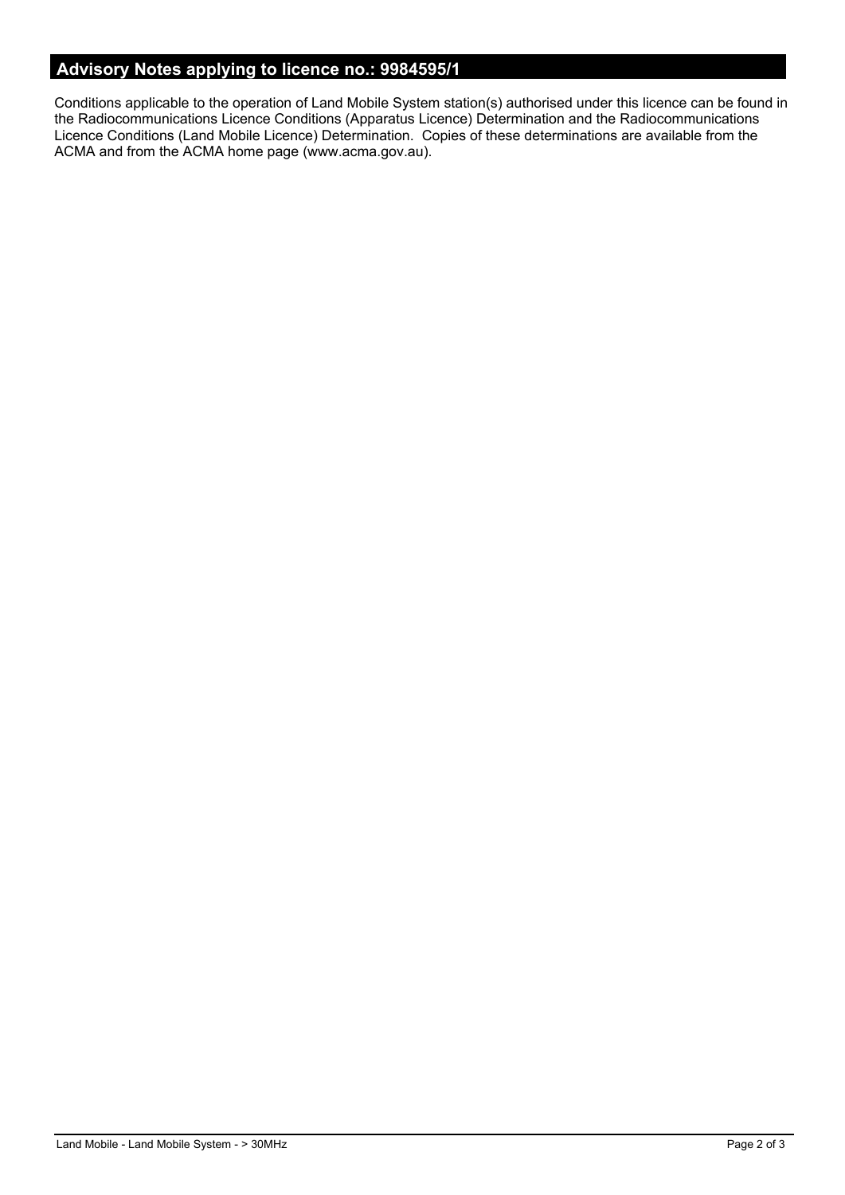## Advisory Notes applying to licence no.: 9984595/1

Conditions applicable to the operation of Land Mobile System station(s) authorised under this licence can be found in the Radiocommunications Licence Conditions (Apparatus Licence) Determination and the Radiocommunications Licence Conditions (Land Mobile Licence) Determination. Copies of these determinations are available from the ACMA and from the ACMA home page (www.acma.gov.au).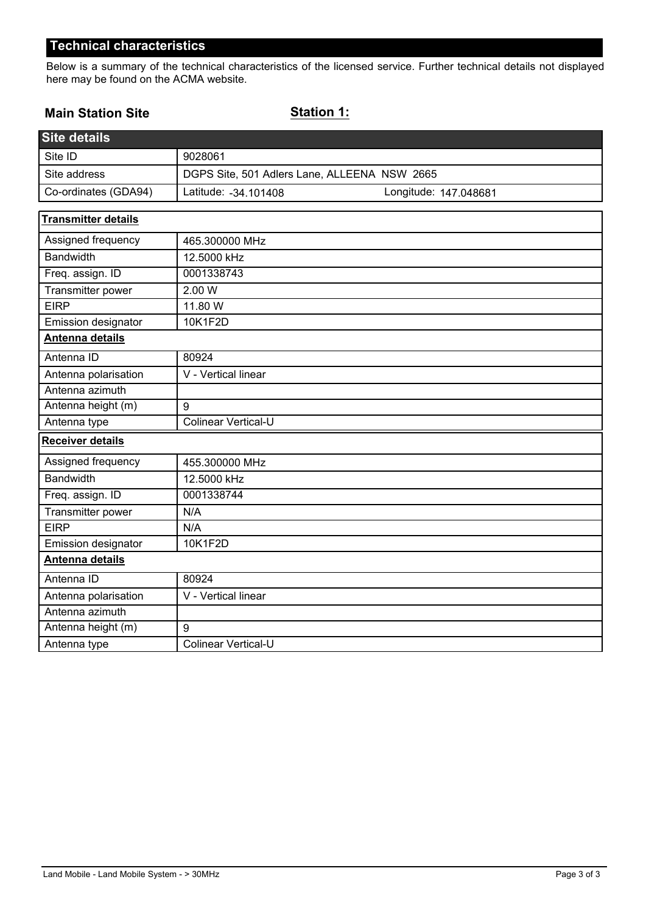## Technical characteristics

Below is a summary of the technical characteristics of the licensed service. Further technical details not displayed here may be found on the ACMA website.

**Main Station Site** **Station 1:**

| Site details | |
|---|---|
| Site ID | 9028061 |
| Site address | DGPS Site, 501 Adlers Lane, ALLEENA NSW 2665 |
| Co-ordinates (GDA94) | Latitude: -34.101408 Longitude: 147.048681 |

| **Transmitter details** | |
|---|---|
| Assigned frequency | 465.300000 MHz |
| Bandwidth | 12.5000 kHz |
| Freq. assign. ID | 0001338743 |
| Transmitter power | 2.00 W |
| EIRP | 11.80 W |
| Emission designator | 10K1F2D |
| **Antenna details** | |
| Antenna ID | 80924 |
| Antenna polarisation | V - Vertical linear |
| Antenna azimuth | |
| Antenna height (m) | 9 |
| Antenna type | Colinear Vertical-U |
| **Receiver details** | |
| Assigned frequency | 455.300000 MHz |
| Bandwidth | 12.5000 kHz |
| Freq. assign. ID | 0001338744 |
| Transmitter power | N/A |
| EIRP | N/A |
| Emission designator | 10K1F2D |
| **Antenna details** | |
| Antenna ID | 80924 |
| Antenna polarisation | V - Vertical linear |
| Antenna azimuth | |
| Antenna height (m) | 9 |
| Antenna type | Colinear Vertical-U |